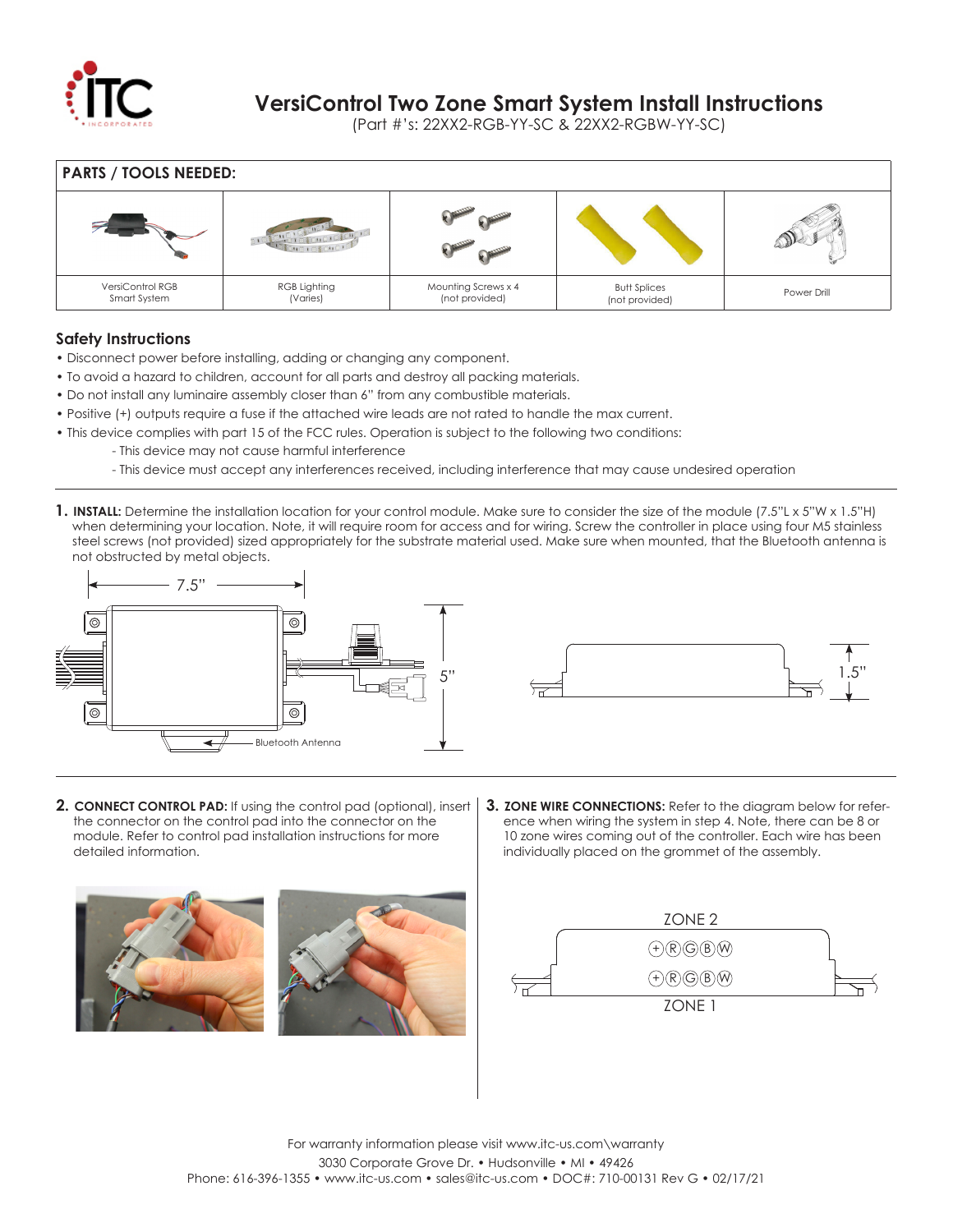# VersiControl Two Zone Smart System Install Instructions

(Part #'s: 22XX2-RGB-YY-SC & 22XX2-RGBW-YY-SC)

## PARTS / TOOLS NEEDED:

| VersiControl RGB Smart System | RGB Lighting (Varies) | Mounting Screws x 4 (not provided) | Butt Splices (not provided) | Power Drill |
|---|---|---|---|---|

## Safety Instructions

- Disconnect power before installing, adding or changing any component.
- To avoid a hazard to children, account for all parts and destroy all packing materials.
- Do not install any luminaire assembly closer than 6" from any combustible materials.
- Positive (+) outputs require a fuse if the attached wire leads are not rated to handle the max current.
- This device complies with part 15 of the FCC rules. Operation is subject to the following two conditions:
  - This device may not cause harmful interference
  - This device must accept any interferences received, including interference that may cause undesired operation

**1. INSTALL:** Determine the installation location for your control module. Make sure to consider the size of the module (7.5"L x 5"W x 1.5"H) when determining your location. Note, it will require room for access and for wiring. Screw the controller in place using four M5 stainless steel screws (not provided) sized appropriately for the substrate material used. Make sure when mounted, that the Bluetooth antenna is not obstructed by metal objects.

7.5"

5"

1.5"

Bluetooth Antenna

**2. CONNECT CONTROL PAD:** If using the control pad (optional), insert the connector on the control pad into the connector on the module. Refer to control pad installation instructions for more detailed information.

**3. ZONE WIRE CONNECTIONS:** Refer to the diagram below for reference when wiring the system in step 4. Note, there can be 8 or 10 zone wires coming out of the controller. Each wire has been individually placed on the grommet of the assembly.

ZONE 2

+ R G B W

+ R G B W

ZONE 1

For warranty information please visit www.itc-us.com\warranty

3030 Corporate Grove Dr. • Hudsonville • MI • 49426

Phone: 616-396-1355 • www.itc-us.com • sales@itc-us.com • DOC#: 710-00131 Rev G • 02/17/21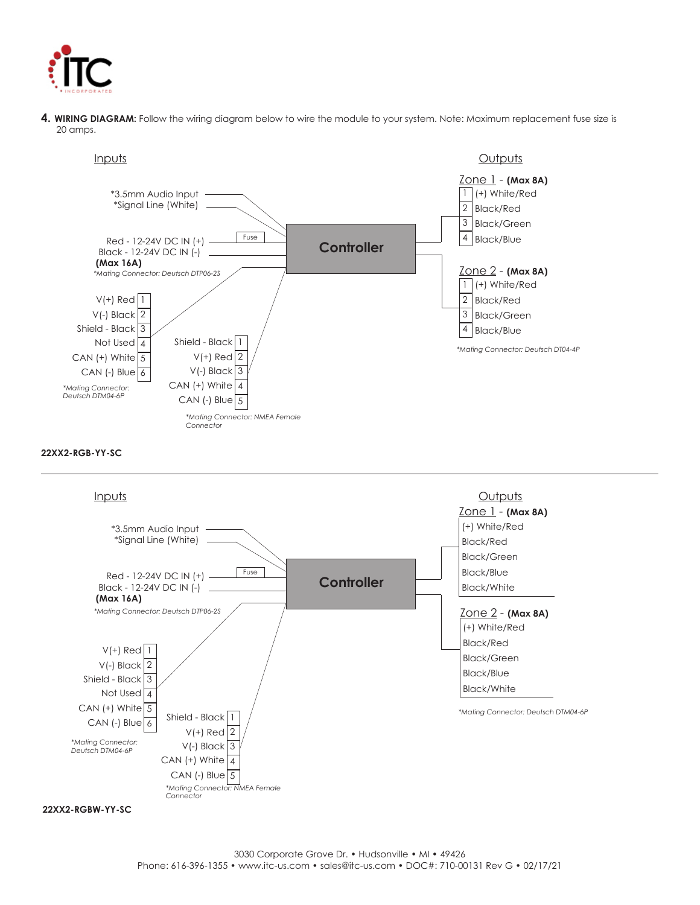**4. WIRING DIAGRAM:** Follow the wiring diagram below to wire the module to your system. Note: Maximum replacement fuse size is 20 amps.

Inputs

*3.5mm Audio Input
*Signal Line (White)

Red - 12-24V DC IN (+) — Fuse
Black - 12-24V DC IN (-)
**(Max 16A)**
*Mating Connector: Deutsch DTP06-2S*

| Pin | Wire |
|---|---|
| 1 | V(+) Red |
| 2 | V(-) Black |
| 3 | Shield - Black |
| 4 | Not Used |
| 5 | CAN (+) White |
| 6 | CAN (-) Blue |

*Mating Connector: Deutsch DTM04-6P*

| Pin | Wire |
|---|---|
| 1 | Shield - Black |
| 2 | V(+) Red |
| 3 | V(-) Black |
| 4 | CAN (+) White |
| 5 | CAN (-) Blue |

*Mating Connector: NMEA Female Connector*

**Controller**

Outputs

Zone 1 - **(Max 8A)**

| Pin | Wire |
|---|---|
| 1 | (+) White/Red |
| 2 | Black/Red |
| 3 | Black/Green |
| 4 | Black/Blue |

Zone 2 - **(Max 8A)**

| Pin | Wire |
|---|---|
| 1 | (+) White/Red |
| 2 | Black/Red |
| 3 | Black/Green |
| 4 | Black/Blue |

*Mating Connector: Deutsch DT04-4P*

**22XX2-RGB-YY-SC**

---

Inputs

*3.5mm Audio Input
*Signal Line (White)

Red - 12-24V DC IN (+) — Fuse
Black - 12-24V DC IN (-)
**(Max 16A)**
*Mating Connector: Deutsch DTP06-2S*

| Pin | Wire |
|---|---|
| 1 | V(+) Red |
| 2 | V(-) Black |
| 3 | Shield - Black |
| 4 | Not Used |
| 5 | CAN (+) White |
| 6 | CAN (-) Blue |

*Mating Connector: Deutsch DTM04-6P*

| Pin | Wire |
|---|---|
| 1 | Shield - Black |
| 2 | V(+) Red |
| 3 | V(-) Black |
| 4 | CAN (+) White |
| 5 | CAN (-) Blue |

*Mating Connector: NMEA Female Connector*

**Controller**

Outputs

Zone 1 - **(Max 8A)**

- (+) White/Red
- Black/Red
- Black/Green
- Black/Blue
- Black/White

Zone 2 - **(Max 8A)**

- (+) White/Red
- Black/Red
- Black/Green
- Black/Blue
- Black/White

*Mating Connector: Deutsch DTM04-6P*

**22XX2-RGBW-YY-SC**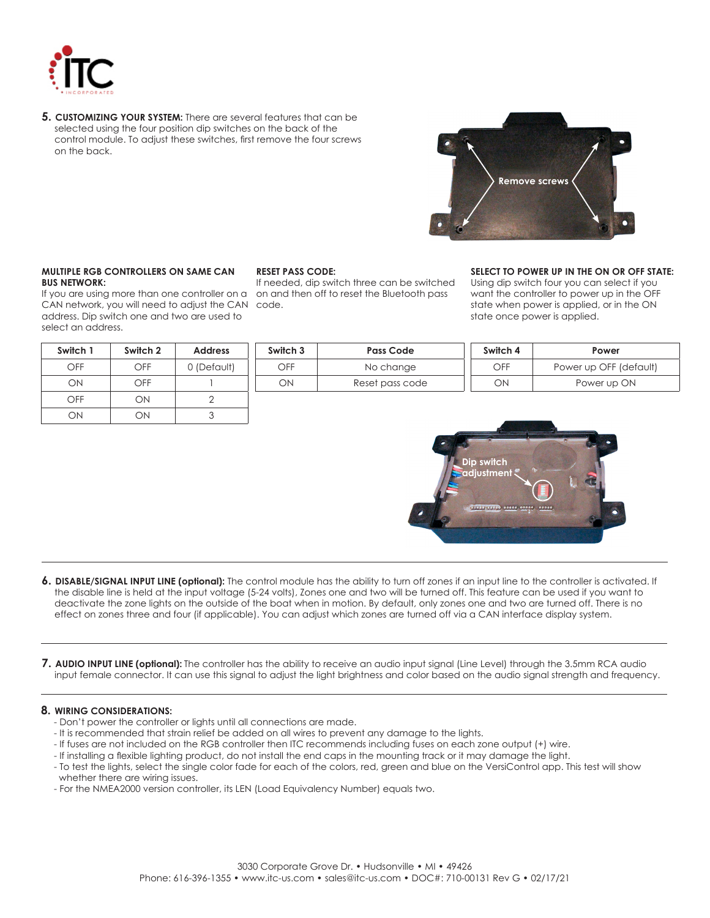**5. CUSTOMIZING YOUR SYSTEM:** There are several features that can be selected using the four position dip switches on the back of the control module. To adjust these switches, first remove the four screws on the back.

**MULTIPLE RGB CONTROLLERS ON SAME CAN BUS NETWORK:**
If you are using more than one controller on a CAN network, you will need to adjust the CAN address. Dip switch one and two are used to select an address.

| Switch 1 | Switch 2 | Address |
|---|---|---|
| OFF | OFF | 0 (Default) |
| ON | OFF | 1 |
| OFF | ON | 2 |
| ON | ON | 3 |

**RESET PASS CODE:**
If needed, dip switch three can be switched on and then off to reset the Bluetooth pass code.

| Switch 3 | Pass Code |
|---|---|
| OFF | No change |
| ON | Reset pass code |

**SELECT TO POWER UP IN THE ON OR OFF STATE:**
Using dip switch four you can select if you want the controller to power up in the OFF state when power is applied, or in the ON state once power is applied.

| Switch 4 | Power |
|---|---|
| OFF | Power up OFF (default) |
| ON | Power up ON |

---

**6. DISABLE/SIGNAL INPUT LINE (optional):** The control module has the ability to turn off zones if an input line to the controller is activated. If the disable line is held at the input voltage (5-24 volts), Zones one and two will be turned off. This feature can be used if you want to deactivate the zone lights on the outside of the boat when in motion. By default, only zones one and two are turned off. There is no effect on zones three and four (if applicable). You can adjust which zones are turned off via a CAN interface display system.

---

**7. AUDIO INPUT LINE (optional):** The controller has the ability to receive an audio input signal (Line Level) through the 3.5mm RCA audio input female connector. It can use this signal to adjust the light brightness and color based on the audio signal strength and frequency.

---

**8. WIRING CONSIDERATIONS:**

- Don't power the controller or lights until all connections are made.
- It is recommended that strain relief be added on all wires to prevent any damage to the lights.
- If fuses are not included on the RGB controller then ITC recommends including fuses on each zone output (+) wire.
- If installing a flexible lighting product, do not install the end caps in the mounting track or it may damage the light.
- To test the lights, select the single color fade for each of the colors, red, green and blue on the VersiControl app. This test will show whether there are wiring issues.
- For the NMEA2000 version controller, its LEN (Load Equivalency Number) equals two.

3030 Corporate Grove Dr. • Hudsonville • MI • 49426
Phone: 616-396-1355 • www.itc-us.com • sales@itc-us.com • DOC#: 710-00131 Rev G • 02/17/21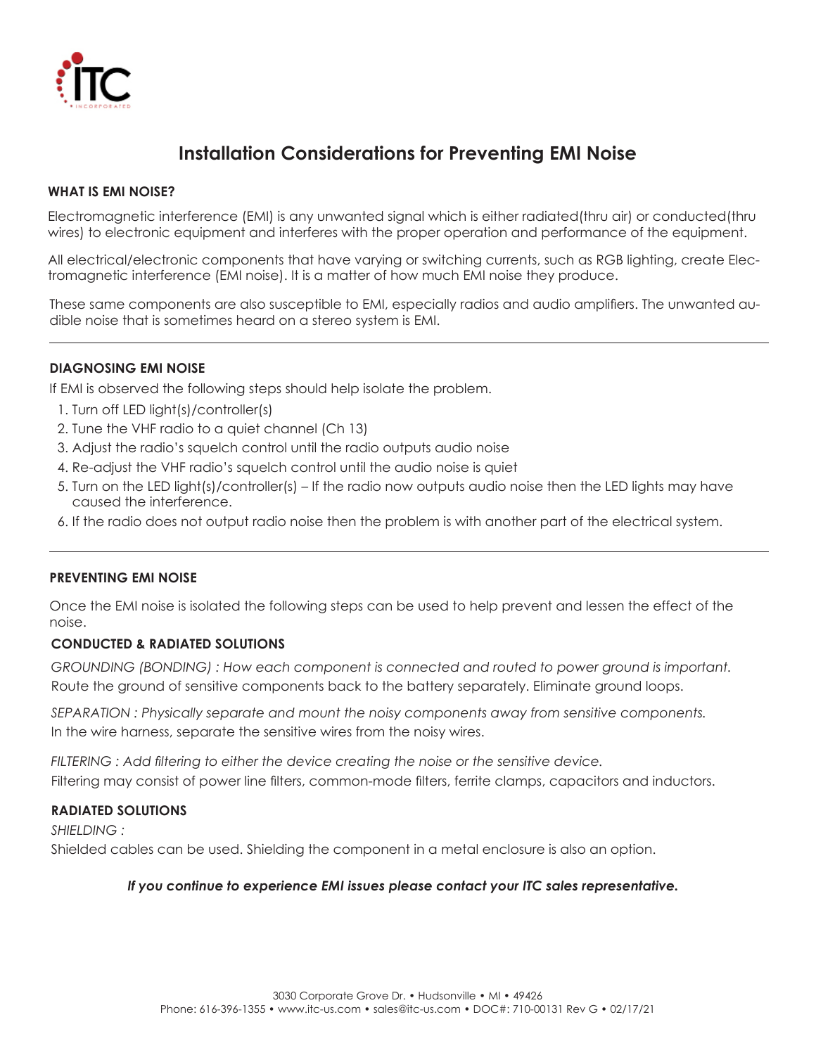# Installation Considerations for Preventing EMI Noise

## WHAT IS EMI NOISE?

Electromagnetic interference (EMI) is any unwanted signal which is either radiated(thru air) or conducted(thru wires) to electronic equipment and interferes with the proper operation and performance of the equipment.

All electrical/electronic components that have varying or switching currents, such as RGB lighting, create Electromagnetic interference (EMI noise). It is a matter of how much EMI noise they produce.

These same components are also susceptible to EMI, especially radios and audio amplifiers. The unwanted audible noise that is sometimes heard on a stereo system is EMI.

## DIAGNOSING EMI NOISE

If EMI is observed the following steps should help isolate the problem.

1. Turn off LED light(s)/controller(s)
2. Tune the VHF radio to a quiet channel (Ch 13)
3. Adjust the radio's squelch control until the radio outputs audio noise
4. Re-adjust the VHF radio's squelch control until the audio noise is quiet
5. Turn on the LED light(s)/controller(s) – If the radio now outputs audio noise then the LED lights may have caused the interference.
6. If the radio does not output radio noise then the problem is with another part of the electrical system.

## PREVENTING EMI NOISE

Once the EMI noise is isolated the following steps can be used to help prevent and lessen the effect of the noise.

### CONDUCTED & RADIATED SOLUTIONS

*GROUNDING (BONDING) : How each component is connected and routed to power ground is important.*
Route the ground of sensitive components back to the battery separately. Eliminate ground loops.

*SEPARATION : Physically separate and mount the noisy components away from sensitive components.*
In the wire harness, separate the sensitive wires from the noisy wires.

*FILTERING : Add filtering to either the device creating the noise or the sensitive device.*
Filtering may consist of power line filters, common-mode filters, ferrite clamps, capacitors and inductors.

### RADIATED SOLUTIONS

*SHIELDING :*
Shielded cables can be used. Shielding the component in a metal enclosure is also an option.

***If you continue to experience EMI issues please contact your ITC sales representative.***

3030 Corporate Grove Dr. • Hudsonville • MI • 49426
Phone: 616-396-1355 • www.itc-us.com • sales@itc-us.com • DOC#: 710-00131 Rev G • 02/17/21